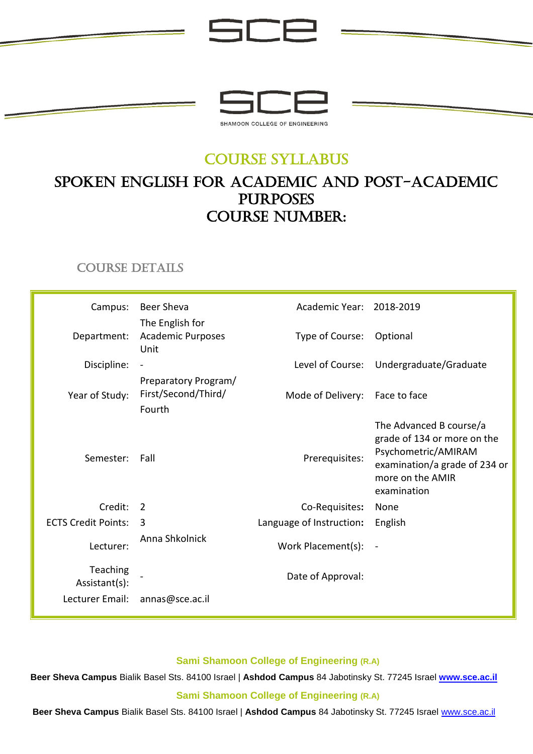# COURSE SYLLABUS

# SPOKEN ENGLISH FOR ACADEMIC AND POST-ACADEMIC PURPOSES
# COURSE NUMBER:

## COURSE DETAILS

| | | | |
|---|---|---|---|
| Campus: | Beer Sheva | Academic Year: | 2018-2019 |
| Department: | The English for Academic Purposes Unit | Type of Course: | Optional |
| Discipline: | - | Level of Course: | Undergraduate/Graduate |
| Year of Study: | Preparatory Program/ First/Second/Third/ Fourth | Mode of Delivery: | Face to face |
| Semester: | Fall | Prerequisites: | The Advanced B course/a grade of 134 or more on the Psychometric/AMIRAM examination/a grade of 234 or more on the AMIR examination |
| Credit: | 2 | Co-Requisites: | None |
| ECTS Credit Points: | 3 | Language of Instruction: | English |
| Lecturer: | Anna Shkolnick | Work Placement(s): | - |
| Teaching Assistant(s): | - | Date of Approval: | |
| Lecturer Email: | annas@sce.ac.il | | |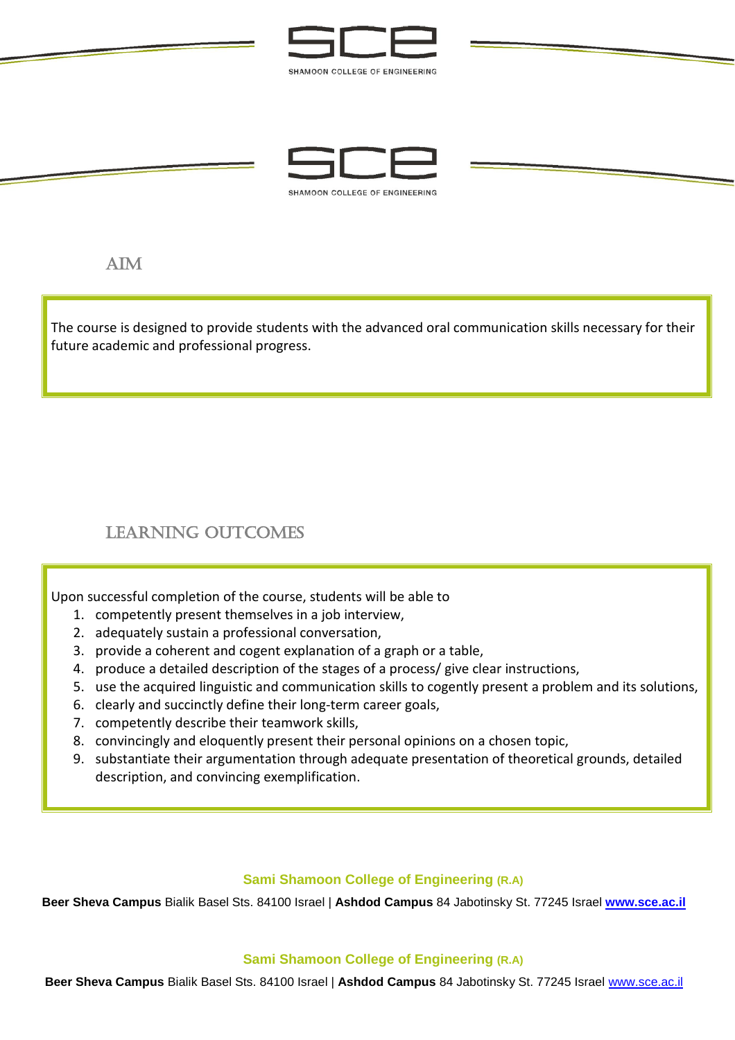## AIM

The course is designed to provide students with the advanced oral communication skills necessary for their future academic and professional progress.

## LEARNING OUTCOMES

Upon successful completion of the course, students will be able to

1. competently present themselves in a job interview,
2. adequately sustain a professional conversation,
3. provide a coherent and cogent explanation of a graph or a table,
4. produce a detailed description of the stages of a process/ give clear instructions,
5. use the acquired linguistic and communication skills to cogently present a problem and its solutions,
6. clearly and succinctly define their long-term career goals,
7. competently describe their teamwork skills,
8. convincingly and eloquently present their personal opinions on a chosen topic,
9. substantiate their argumentation through adequate presentation of theoretical grounds, detailed description, and convincing exemplification.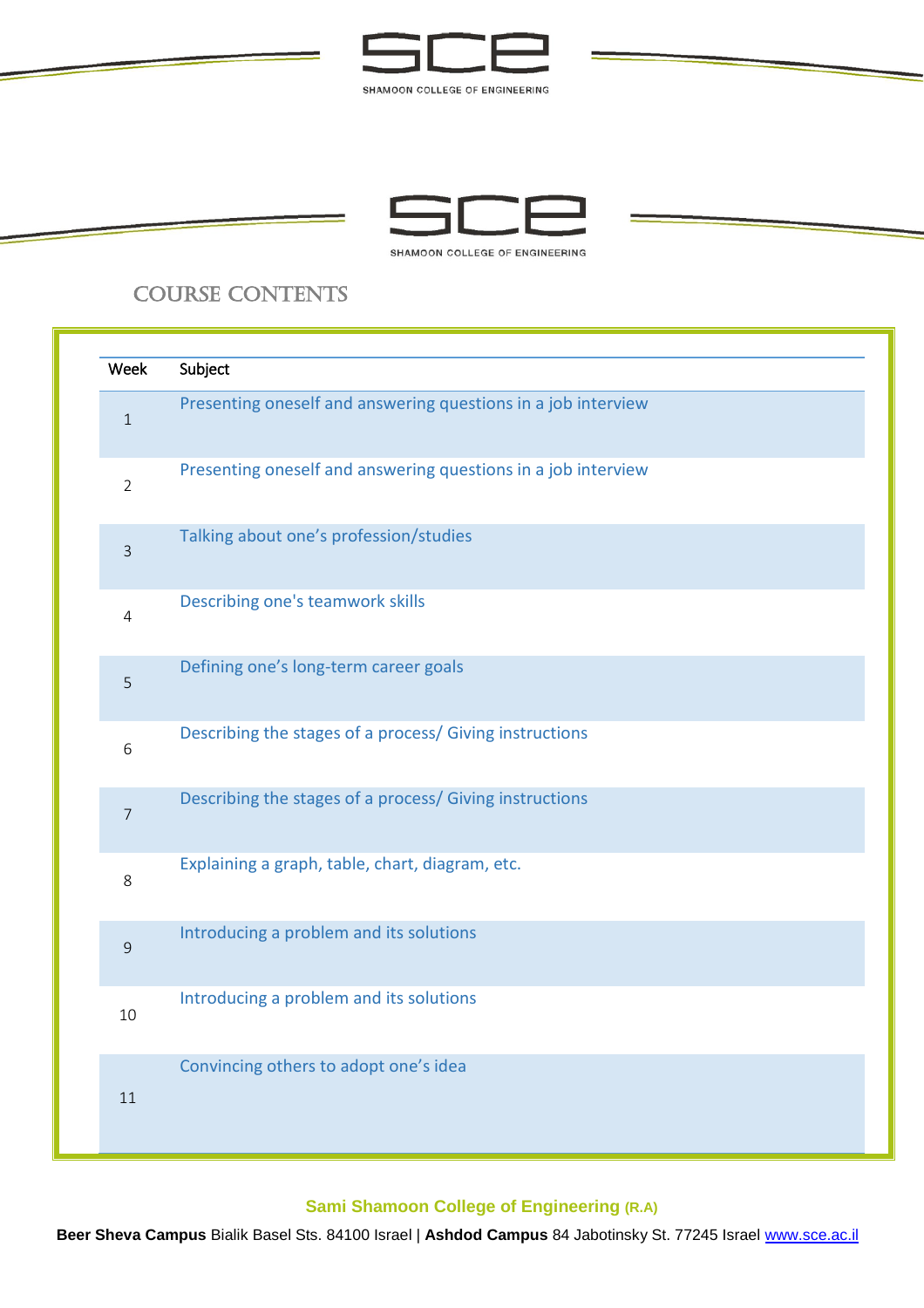## COURSE CONTENTS

| Week | Subject |
|---|---|
| 1 | Presenting oneself and answering questions in a job interview |
| 2 | Presenting oneself and answering questions in a job interview |
| 3 | Talking about one's profession/studies |
| 4 | Describing one's teamwork skills |
| 5 | Defining one's long-term career goals |
| 6 | Describing the stages of a process/ Giving instructions |
| 7 | Describing the stages of a process/ Giving instructions |
| 8 | Explaining a graph, table, chart, diagram, etc. |
| 9 | Introducing a problem and its solutions |
| 10 | Introducing a problem and its solutions |
| 11 | Convincing others to adopt one's idea |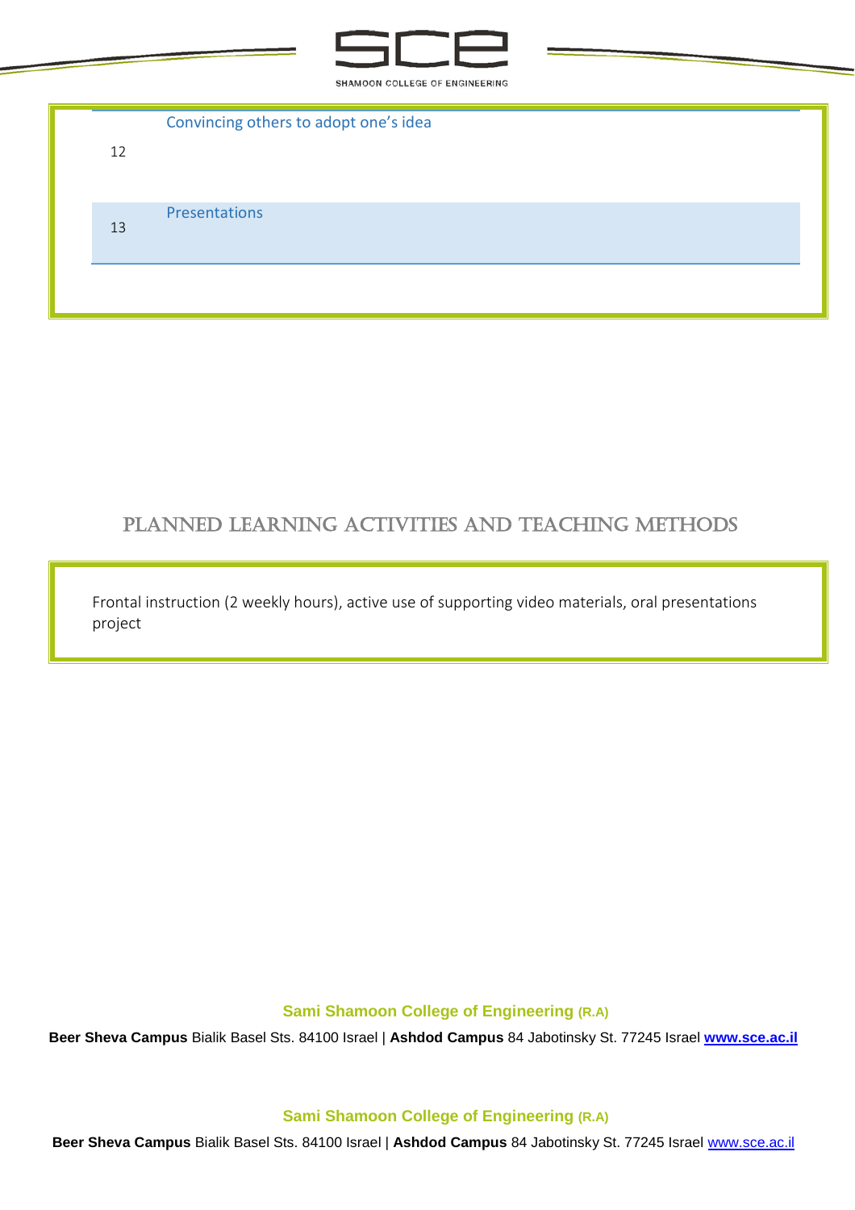| | |
|---|---|
| 12 | Convincing others to adopt one's idea |
| 13 | Presentations |

## Planned Learning Activities and Teaching Methods

Frontal instruction (2 weekly hours), active use of supporting video materials, oral presentations project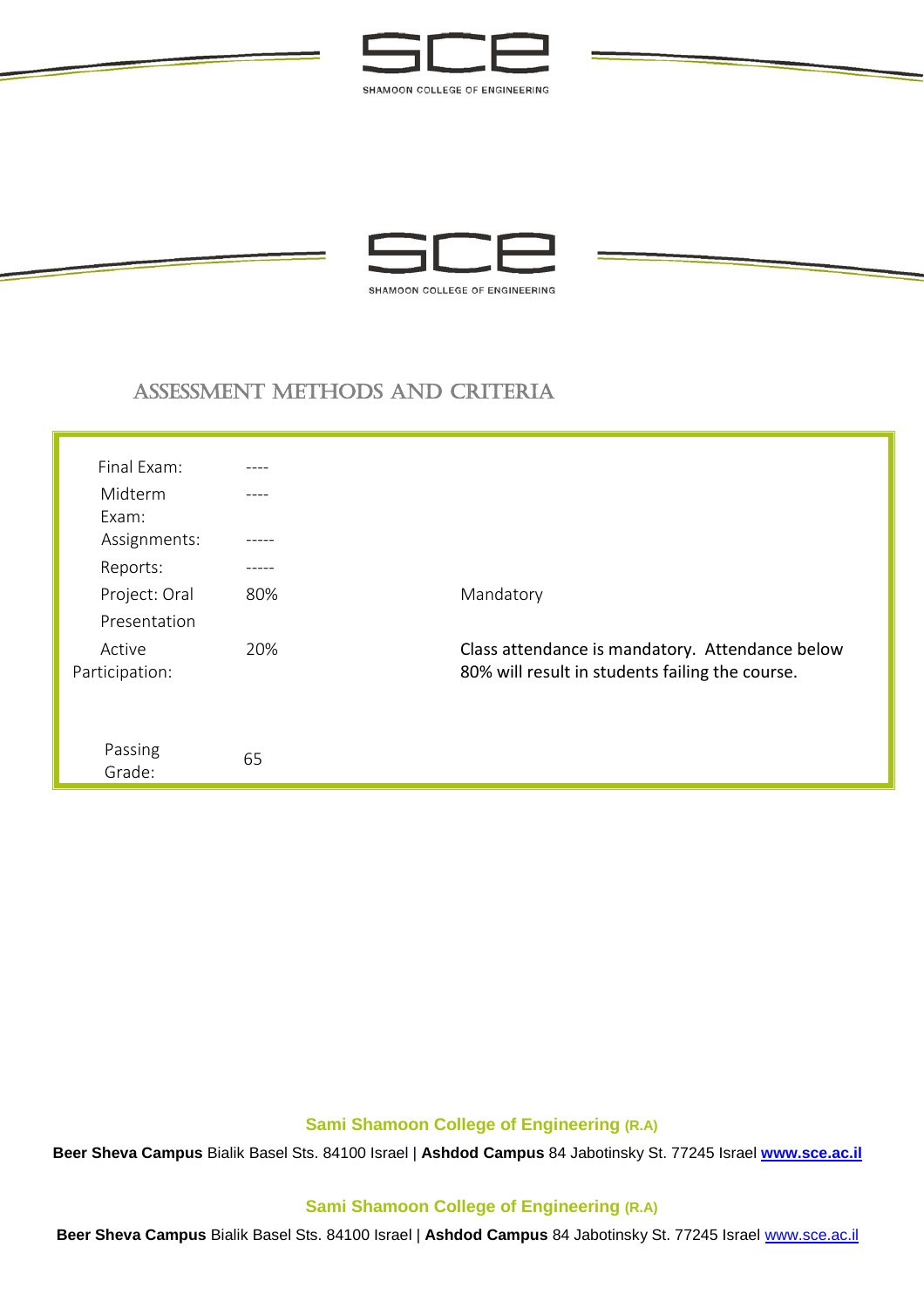## ASSESSMENT METHODS AND CRITERIA

| | | |
|---|---|---|
| Final Exam: | ---- | |
| Midterm Exam: | ---- | |
| Assignments: | ----- | |
| Reports: | ----- | |
| Project: Oral Presentation | 80% | Mandatory |
| Active Participation: | 20% | Class attendance is mandatory. Attendance below 80% will result in students failing the course. |
| Passing Grade: | 65 | |